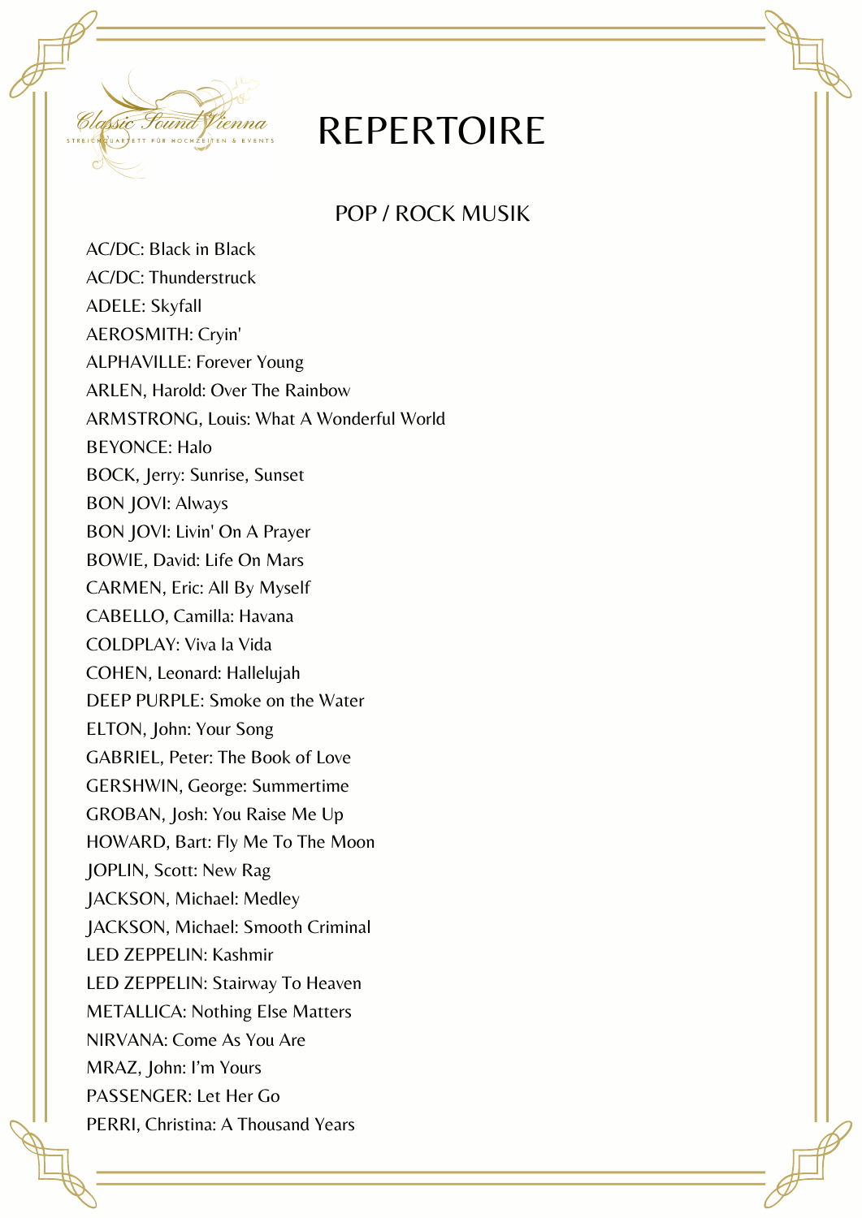# REPERTOIRE

## POP / ROCK MUSIK

AC/DC: Black in Black
AC/DC: Thunderstruck
ADELE: Skyfall
AEROSMITH: Cryin'
ALPHAVILLE: Forever Young
ARLEN, Harold: Over The Rainbow
ARMSTRONG, Louis: What A Wonderful World
BEYONCE: Halo
BOCK, Jerry: Sunrise, Sunset
BON JOVI: Always
BON JOVI: Livin' On A Prayer
BOWIE, David: Life On Mars
CARMEN, Eric: All By Myself
CABELLO, Camilla: Havana
COLDPLAY: Viva la Vida
COHEN, Leonard: Hallelujah
DEEP PURPLE: Smoke on the Water
ELTON, John: Your Song
GABRIEL, Peter: The Book of Love
GERSHWIN, George: Summertime
GROBAN, Josh: You Raise Me Up
HOWARD, Bart: Fly Me To The Moon
JOPLIN, Scott: New Rag
JACKSON, Michael: Medley
JACKSON, Michael: Smooth Criminal
LED ZEPPELIN: Kashmir
LED ZEPPELIN: Stairway To Heaven
METALLICA: Nothing Else Matters
NIRVANA: Come As You Are
MRAZ, John: I'm Yours
PASSENGER: Let Her Go
PERRI, Christina: A Thousand Years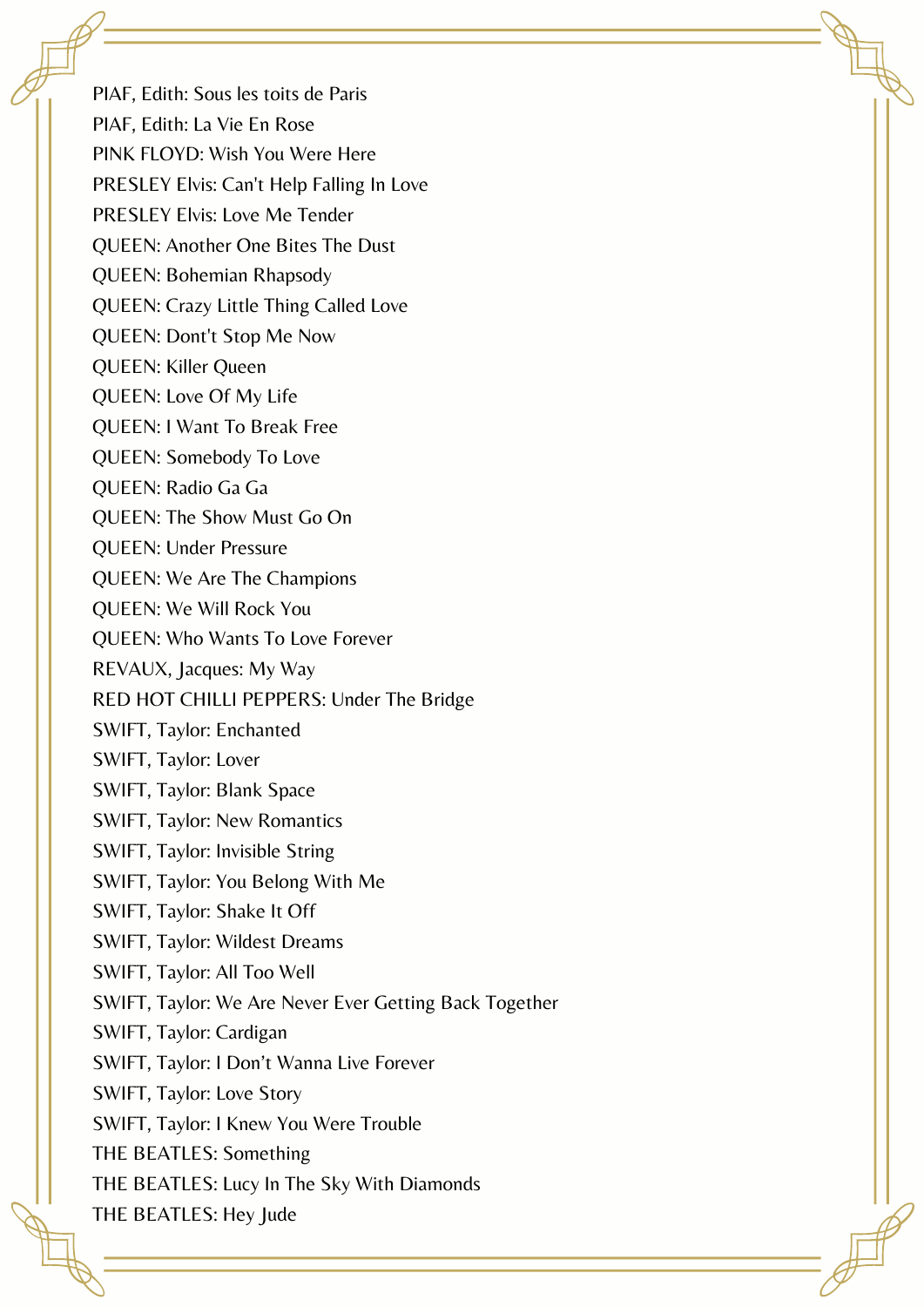PIAF, Edith: Sous les toits de Paris
PIAF, Edith: La Vie En Rose
PINK FLOYD: Wish You Were Here
PRESLEY Elvis: Can't Help Falling In Love
PRESLEY Elvis: Love Me Tender
QUEEN: Another One Bites The Dust
QUEEN: Bohemian Rhapsody
QUEEN: Crazy Little Thing Called Love
QUEEN: Dont't Stop Me Now
QUEEN: Killer Queen
QUEEN: Love Of My Life
QUEEN: I Want To Break Free
QUEEN: Somebody To Love
QUEEN: Radio Ga Ga
QUEEN: The Show Must Go On
QUEEN: Under Pressure
QUEEN: We Are The Champions
QUEEN: We Will Rock You
QUEEN: Who Wants To Love Forever
REVAUX, Jacques: My Way
RED HOT CHILLI PEPPERS: Under The Bridge
SWIFT, Taylor: Enchanted
SWIFT, Taylor: Lover
SWIFT, Taylor: Blank Space
SWIFT, Taylor: New Romantics
SWIFT, Taylor: Invisible String
SWIFT, Taylor: You Belong With Me
SWIFT, Taylor: Shake It Off
SWIFT, Taylor: Wildest Dreams
SWIFT, Taylor: All Too Well
SWIFT, Taylor: We Are Never Ever Getting Back Together
SWIFT, Taylor: Cardigan
SWIFT, Taylor: I Don't Wanna Live Forever
SWIFT, Taylor: Love Story
SWIFT, Taylor: I Knew You Were Trouble
THE BEATLES: Something
THE BEATLES: Lucy In The Sky With Diamonds
THE BEATLES: Hey Jude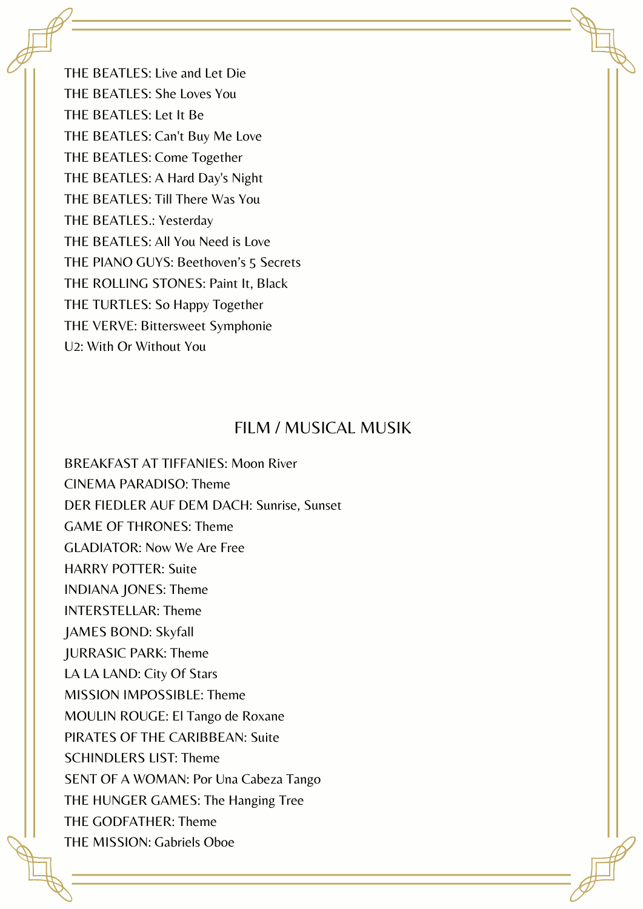THE BEATLES: Live and Let Die
THE BEATLES: She Loves You
THE BEATLES: Let It Be
THE BEATLES: Can't Buy Me Love
THE BEATLES: Come Together
THE BEATLES: A Hard Day's Night
THE BEATLES: Till There Was You
THE BEATLES.: Yesterday
THE BEATLES: All You Need is Love
THE PIANO GUYS: Beethoven's 5 Secrets
THE ROLLING STONES: Paint It, Black
THE TURTLES: So Happy Together
THE VERVE: Bittersweet Symphonie
U2: With Or Without You

## FILM / MUSICAL MUSIK

BREAKFAST AT TIFFANIES: Moon River
CINEMA PARADISO: Theme
DER FIEDLER AUF DEM DACH: Sunrise, Sunset
GAME OF THRONES: Theme
GLADIATOR: Now We Are Free
HARRY POTTER: Suite
INDIANA JONES: Theme
INTERSTELLAR: Theme
JAMES BOND: Skyfall
JURRASIC PARK: Theme
LA LA LAND: City Of Stars
MISSION IMPOSSIBLE: Theme
MOULIN ROUGE: El Tango de Roxane
PIRATES OF THE CARIBBEAN: Suite
SCHINDLERS LIST: Theme
SENT OF A WOMAN: Por Una Cabeza Tango
THE HUNGER GAMES: The Hanging Tree
THE GODFATHER: Theme
THE MISSION: Gabriels Oboe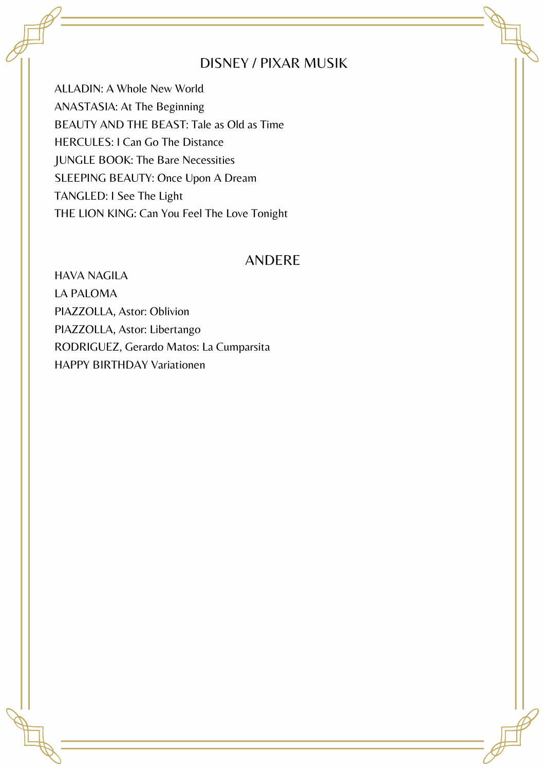## DISNEY / PIXAR MUSIK

ALLADIN: A Whole New World
ANASTASIA: At The Beginning
BEAUTY AND THE BEAST: Tale as Old as Time
HERCULES: I Can Go The Distance
JUNGLE BOOK: The Bare Necessities
SLEEPING BEAUTY: Once Upon A Dream
TANGLED: I See The Light
THE LION KING: Can You Feel The Love Tonight

## ANDERE

HAVA NAGILA
LA PALOMA
PIAZZOLLA, Astor: Oblivion
PIAZZOLLA, Astor: Libertango
RODRIGUEZ, Gerardo Matos: La Cumparsita
HAPPY BIRTHDAY Variationen